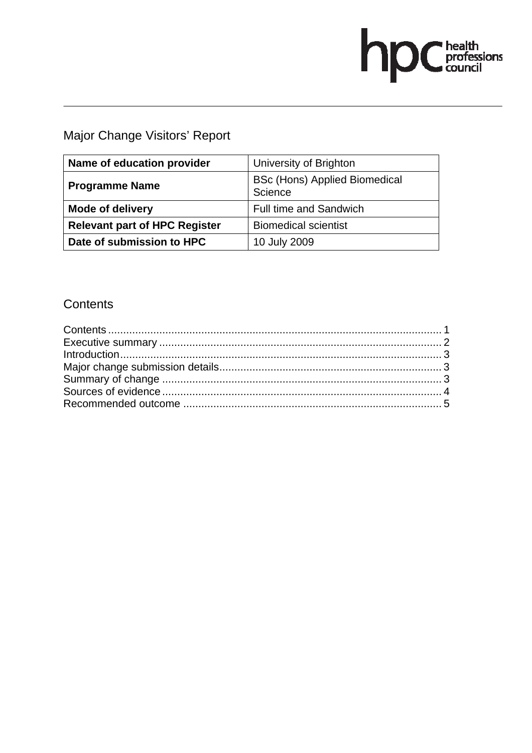# Major Change Visitors' Report

| Name of education provider | University of Brighton |
|---|---|
| Programme Name | BSc (Hons) Applied Biomedical Science |
| Mode of delivery | Full time and Sandwich |
| Relevant part of HPC Register | Biomedical scientist |
| Date of submission to HPC | 10 July 2009 |

## Contents

Contents .......... 1
Executive summary .......... 2
Introduction .......... 3
Major change submission details .......... 3
Summary of change .......... 3
Sources of evidence .......... 4
Recommended outcome .......... 5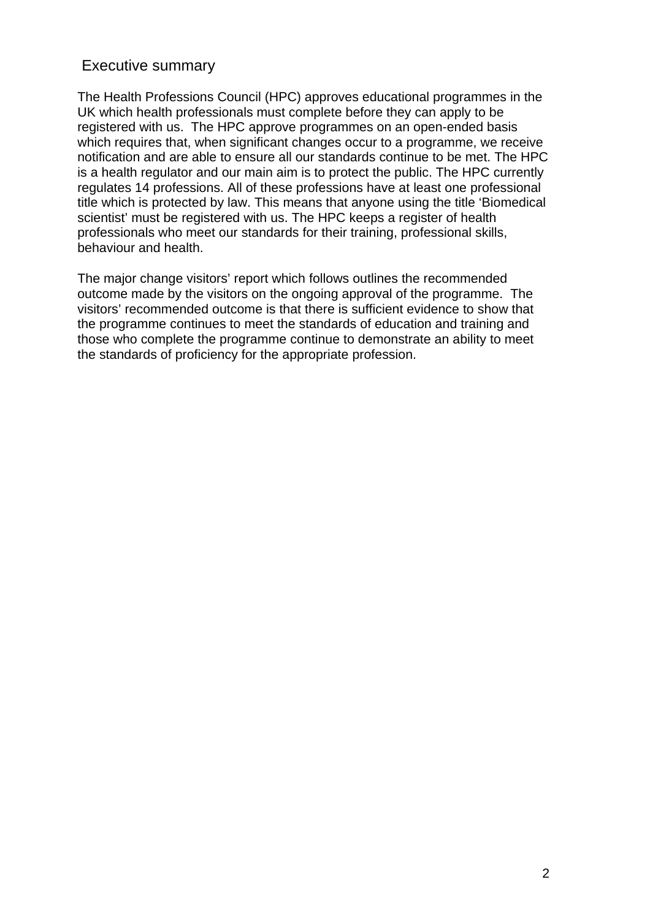## Executive summary

The Health Professions Council (HPC) approves educational programmes in the UK which health professionals must complete before they can apply to be registered with us. The HPC approve programmes on an open-ended basis which requires that, when significant changes occur to a programme, we receive notification and are able to ensure all our standards continue to be met. The HPC is a health regulator and our main aim is to protect the public. The HPC currently regulates 14 professions. All of these professions have at least one professional title which is protected by law. This means that anyone using the title 'Biomedical scientist' must be registered with us. The HPC keeps a register of health professionals who meet our standards for their training, professional skills, behaviour and health.

The major change visitors' report which follows outlines the recommended outcome made by the visitors on the ongoing approval of the programme. The visitors' recommended outcome is that there is sufficient evidence to show that the programme continues to meet the standards of education and training and those who complete the programme continue to demonstrate an ability to meet the standards of proficiency for the appropriate profession.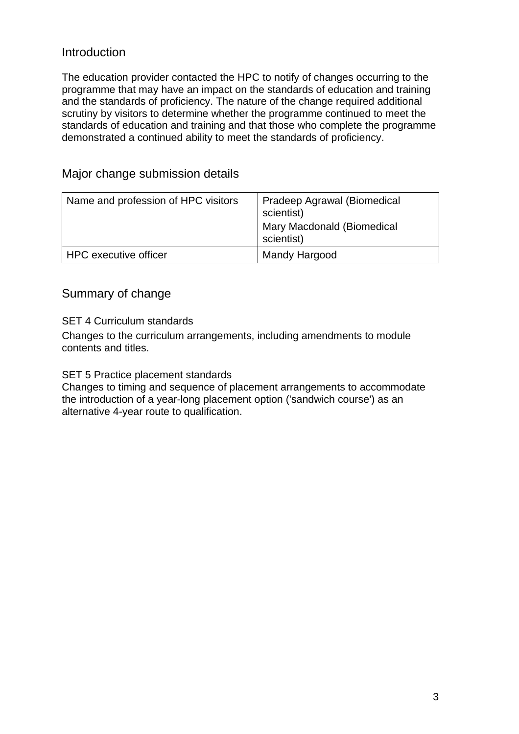## Introduction

The education provider contacted the HPC to notify of changes occurring to the programme that may have an impact on the standards of education and training and the standards of proficiency. The nature of the change required additional scrutiny by visitors to determine whether the programme continued to meet the standards of education and training and that those who complete the programme demonstrated a continued ability to meet the standards of proficiency.

## Major change submission details

| Name and profession of HPC visitors | Pradeep Agrawal (Biomedical scientist)<br>Mary Macdonald (Biomedical scientist) |
|---|---|
| HPC executive officer | Mandy Hargood |

## Summary of change

SET 4 Curriculum standards

Changes to the curriculum arrangements, including amendments to module contents and titles.

SET 5 Practice placement standards

Changes to timing and sequence of placement arrangements to accommodate the introduction of a year-long placement option ('sandwich course') as an alternative 4-year route to qualification.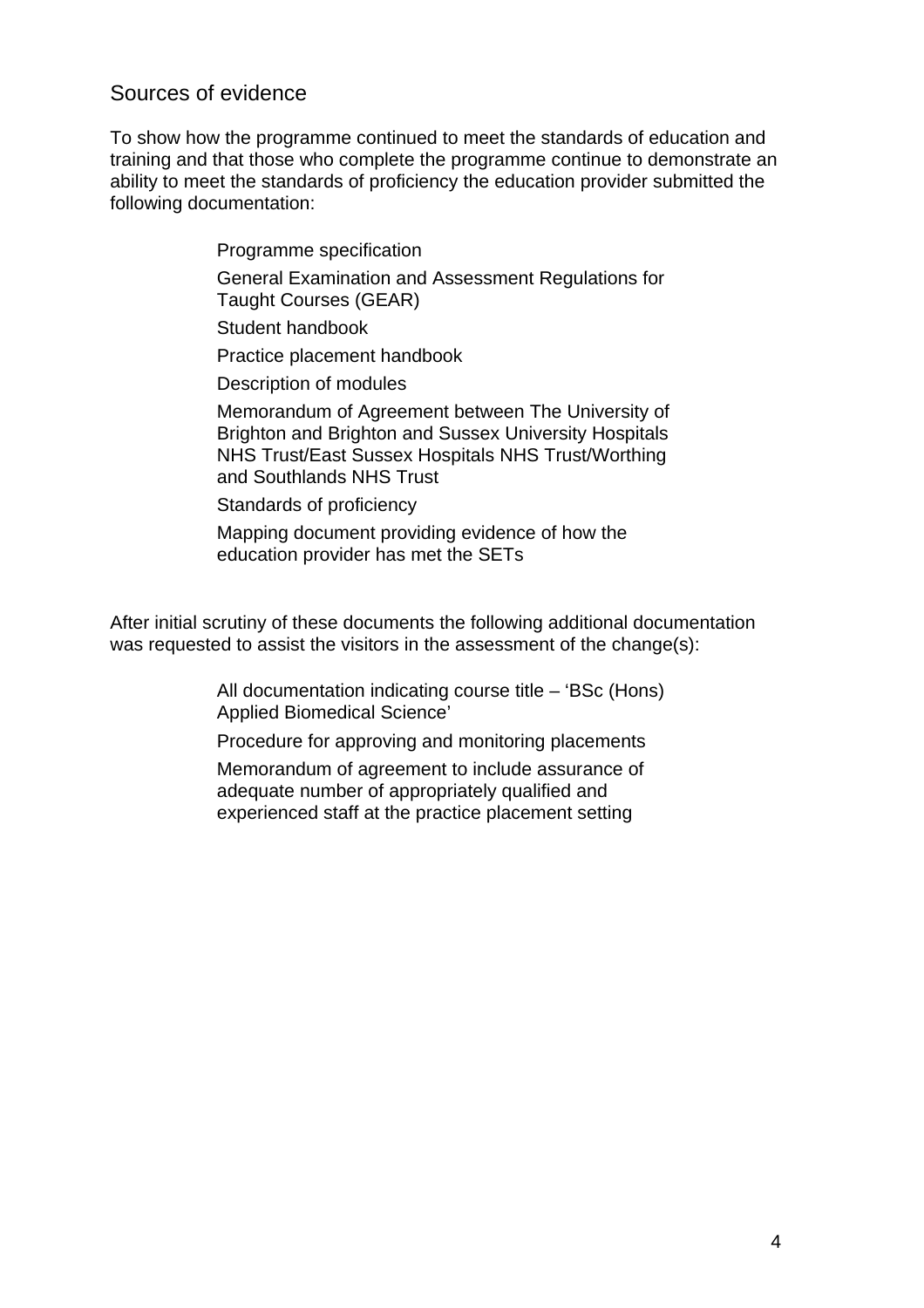## Sources of evidence

To show how the programme continued to meet the standards of education and training and that those who complete the programme continue to demonstrate an ability to meet the standards of proficiency the education provider submitted the following documentation:

- Programme specification
- General Examination and Assessment Regulations for Taught Courses (GEAR)
- Student handbook
- Practice placement handbook
- Description of modules
- Memorandum of Agreement between The University of Brighton and Brighton and Sussex University Hospitals NHS Trust/East Sussex Hospitals NHS Trust/Worthing and Southlands NHS Trust
- Standards of proficiency
- Mapping document providing evidence of how the education provider has met the SETs

After initial scrutiny of these documents the following additional documentation was requested to assist the visitors in the assessment of the change(s):

- All documentation indicating course title – 'BSc (Hons) Applied Biomedical Science'
- Procedure for approving and monitoring placements
- Memorandum of agreement to include assurance of adequate number of appropriately qualified and experienced staff at the practice placement setting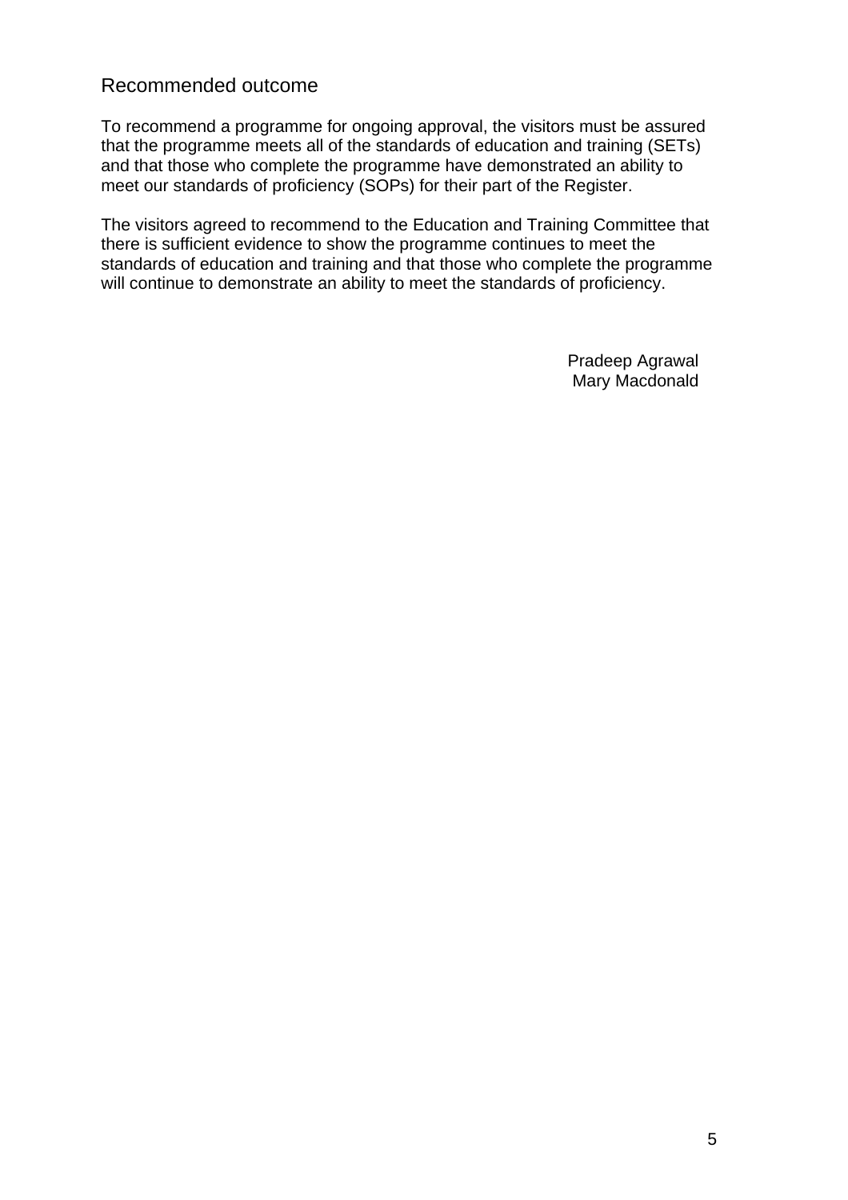## Recommended outcome

To recommend a programme for ongoing approval, the visitors must be assured that the programme meets all of the standards of education and training (SETs) and that those who complete the programme have demonstrated an ability to meet our standards of proficiency (SOPs) for their part of the Register.

The visitors agreed to recommend to the Education and Training Committee that there is sufficient evidence to show the programme continues to meet the standards of education and training and that those who complete the programme will continue to demonstrate an ability to meet the standards of proficiency.

Pradeep Agrawal
Mary Macdonald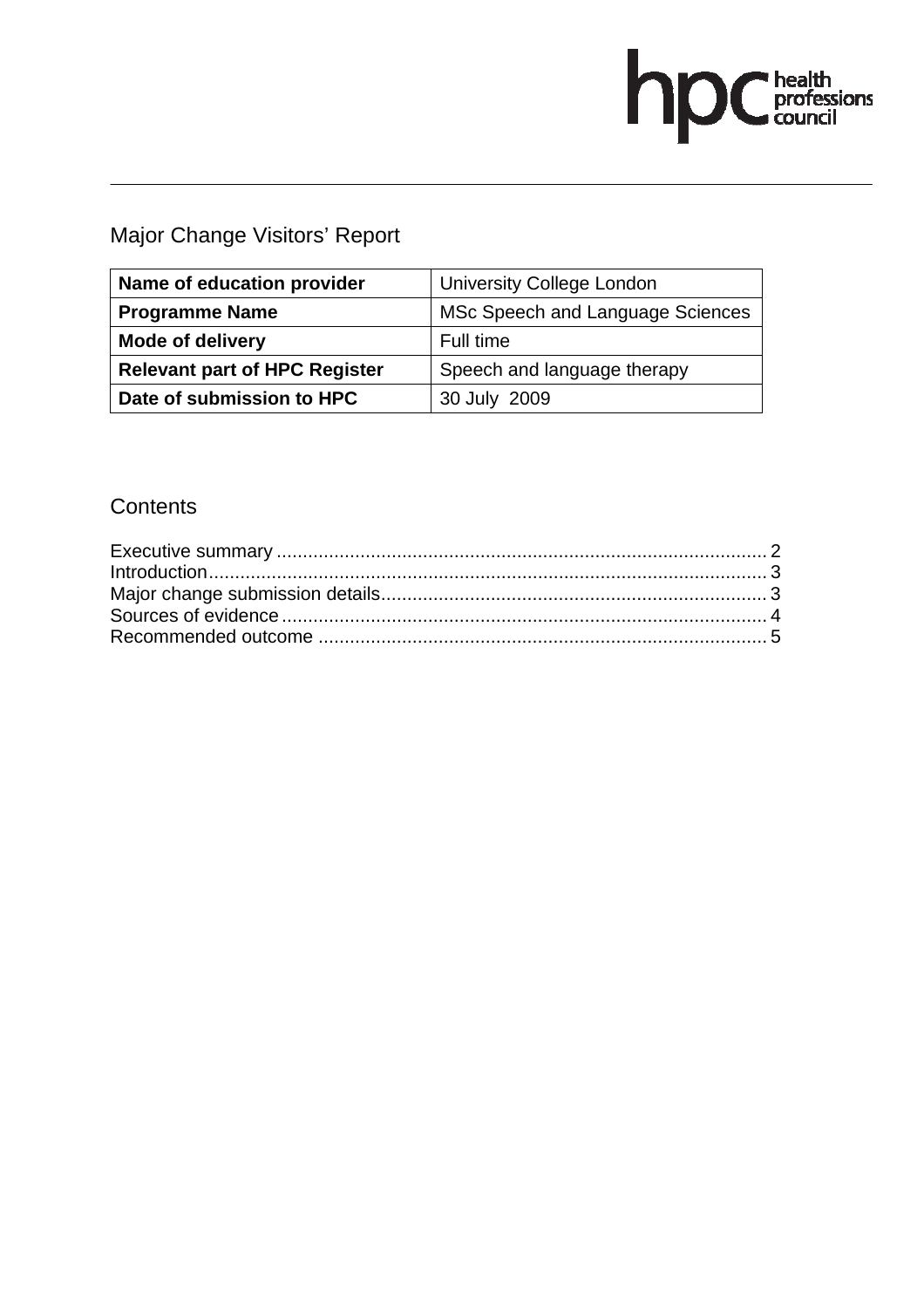# Major Change Visitors' Report

| Name of education provider | University College London |
|---|---|
| **Programme Name** | MSc Speech and Language Sciences |
| **Mode of delivery** | Full time |
| **Relevant part of HPC Register** | Speech and language therapy |
| **Date of submission to HPC** | 30 July 2009 |

## Contents

Executive summary ............................................................................................ 2
Introduction......................................................................................................... 3
Major change submission details......................................................................... 3
Sources of evidence............................................................................................ 4
Recommended outcome ..................................................................................... 5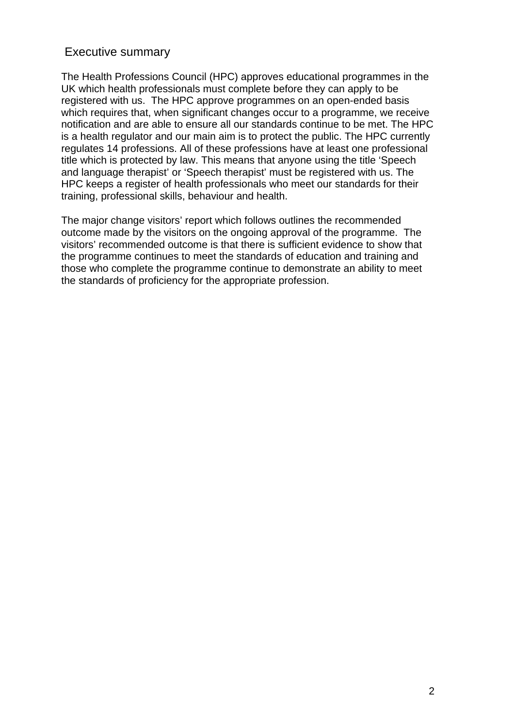## Executive summary

The Health Professions Council (HPC) approves educational programmes in the UK which health professionals must complete before they can apply to be registered with us. The HPC approve programmes on an open-ended basis which requires that, when significant changes occur to a programme, we receive notification and are able to ensure all our standards continue to be met. The HPC is a health regulator and our main aim is to protect the public. The HPC currently regulates 14 professions. All of these professions have at least one professional title which is protected by law. This means that anyone using the title 'Speech and language therapist' or 'Speech therapist' must be registered with us. The HPC keeps a register of health professionals who meet our standards for their training, professional skills, behaviour and health.

The major change visitors' report which follows outlines the recommended outcome made by the visitors on the ongoing approval of the programme. The visitors' recommended outcome is that there is sufficient evidence to show that the programme continues to meet the standards of education and training and those who complete the programme continue to demonstrate an ability to meet the standards of proficiency for the appropriate profession.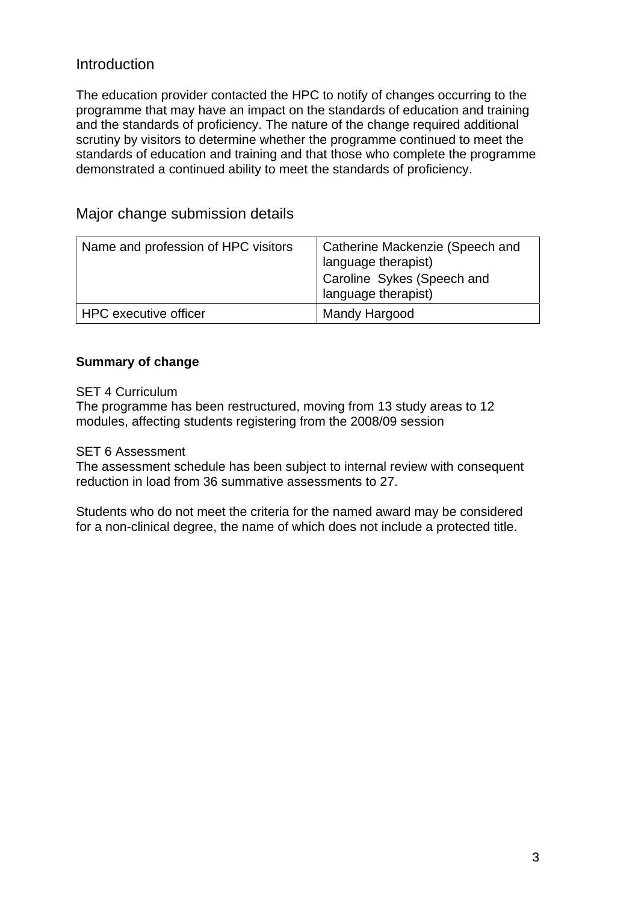## Introduction

The education provider contacted the HPC to notify of changes occurring to the programme that may have an impact on the standards of education and training and the standards of proficiency. The nature of the change required additional scrutiny by visitors to determine whether the programme continued to meet the standards of education and training and that those who complete the programme demonstrated a continued ability to meet the standards of proficiency.

## Major change submission details

| Name and profession of HPC visitors | Catherine Mackenzie (Speech and language therapist)<br>Caroline Sykes (Speech and language therapist) |
|---|---|
| HPC executive officer | Mandy Hargood |

**Summary of change**

SET 4 Curriculum
The programme has been restructured, moving from 13 study areas to 12 modules, affecting students registering from the 2008/09 session

SET 6 Assessment
The assessment schedule has been subject to internal review with consequent reduction in load from 36 summative assessments to 27.

Students who do not meet the criteria for the named award may be considered for a non-clinical degree, the name of which does not include a protected title.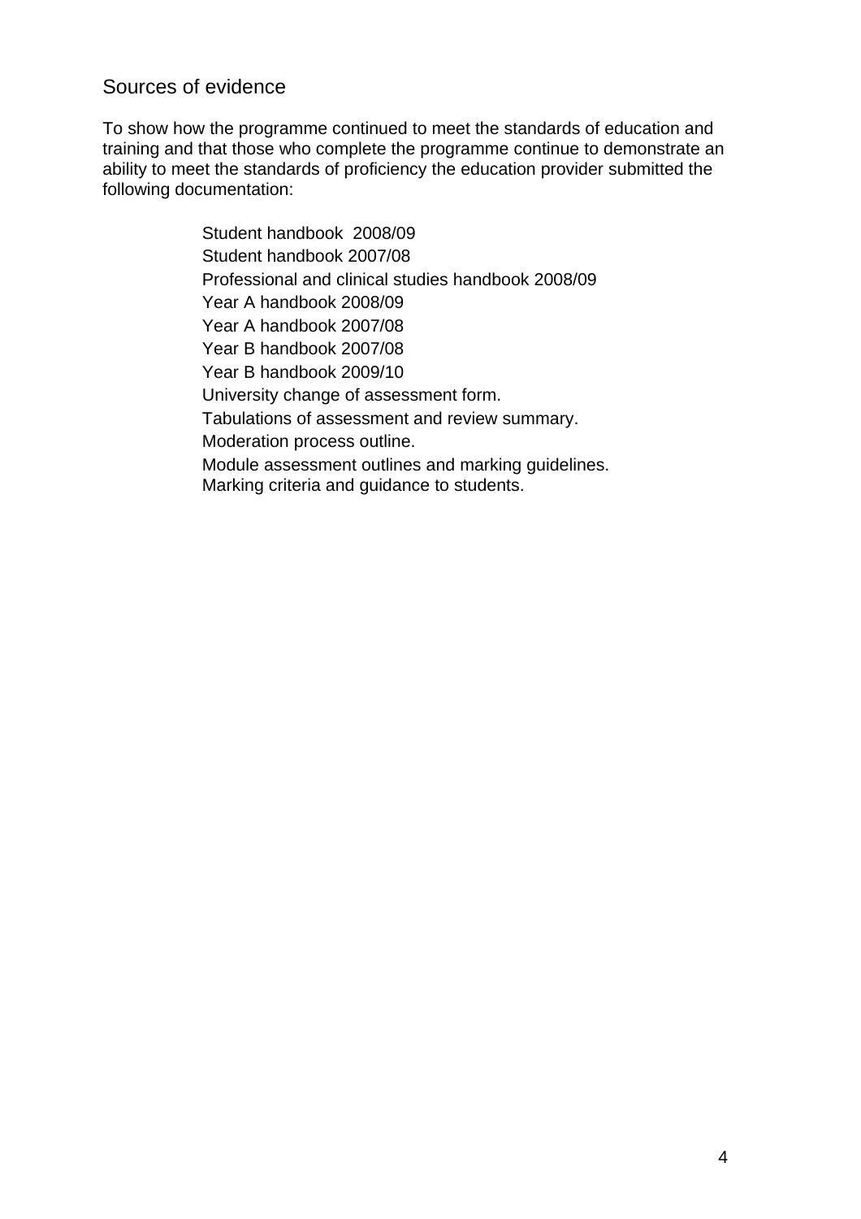## Sources of evidence

To show how the programme continued to meet the standards of education and training and that those who complete the programme continue to demonstrate an ability to meet the standards of proficiency the education provider submitted the following documentation:

- Student handbook 2008/09
- Student handbook 2007/08
- Professional and clinical studies handbook 2008/09
- Year A handbook 2008/09
- Year A handbook 2007/08
- Year B handbook 2007/08
- Year B handbook 2009/10
- University change of assessment form.
- Tabulations of assessment and review summary.
- Moderation process outline.
- Module assessment outlines and marking guidelines.
- Marking criteria and guidance to students.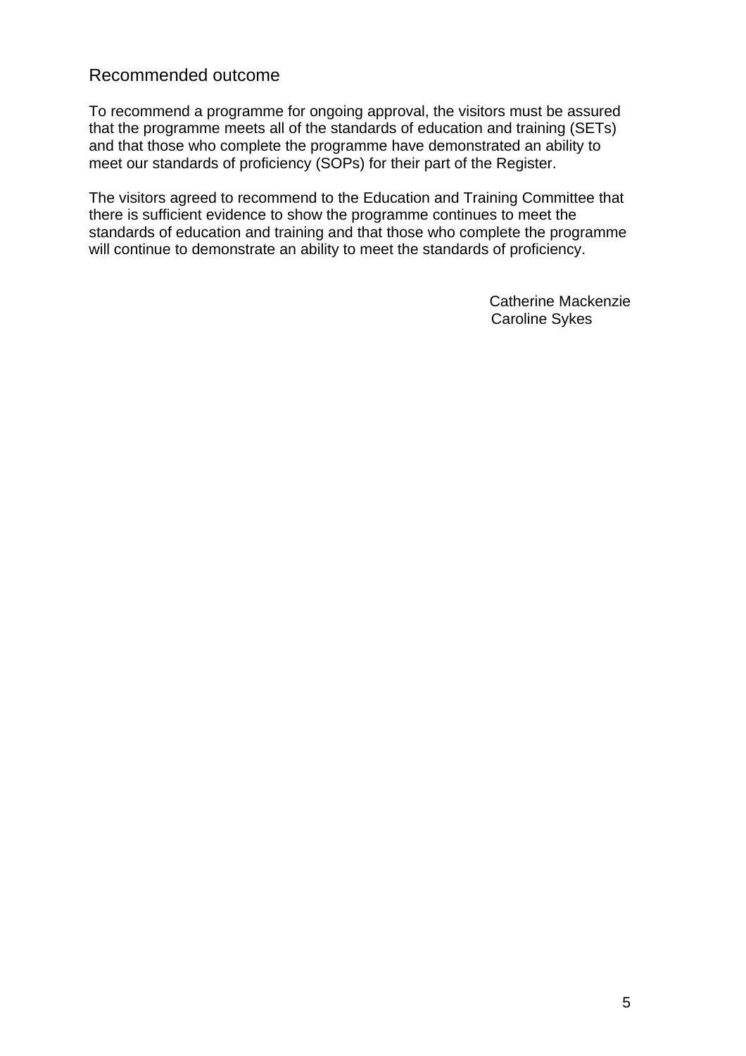## Recommended outcome

To recommend a programme for ongoing approval, the visitors must be assured that the programme meets all of the standards of education and training (SETs) and that those who complete the programme have demonstrated an ability to meet our standards of proficiency (SOPs) for their part of the Register.

The visitors agreed to recommend to the Education and Training Committee that there is sufficient evidence to show the programme continues to meet the standards of education and training and that those who complete the programme will continue to demonstrate an ability to meet the standards of proficiency.

Catherine Mackenzie
Caroline Sykes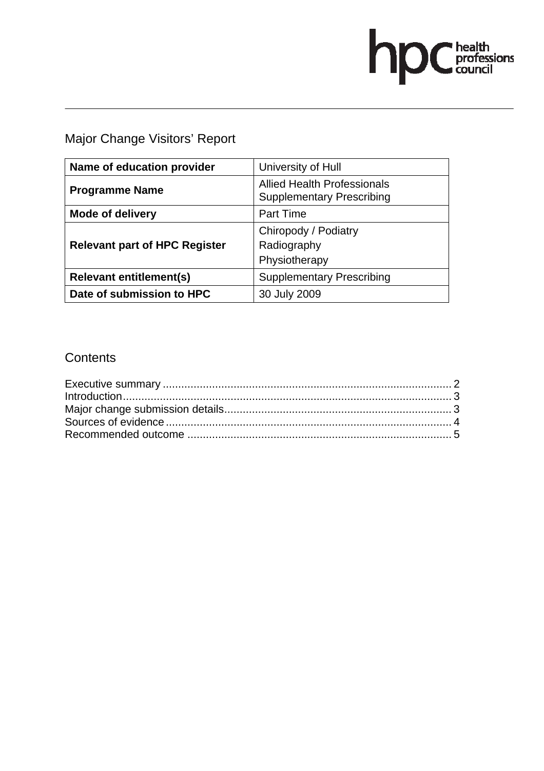# Major Change Visitors' Report

| Name of education provider | University of Hull |
|---|---|
| **Programme Name** | Allied Health Professionals Supplementary Prescribing |
| **Mode of delivery** | Part Time |
| **Relevant part of HPC Register** | Chiropody / Podiatry<br>Radiography<br>Physiotherapy |
| **Relevant entitlement(s)** | Supplementary Prescribing |
| **Date of submission to HPC** | 30 July 2009 |

## Contents

Executive summary .......................................................................................... 2
Introduction........................................................................................................ 3
Major change submission details...................................................................... 3
Sources of evidence .......................................................................................... 4
Recommended outcome ................................................................................... 5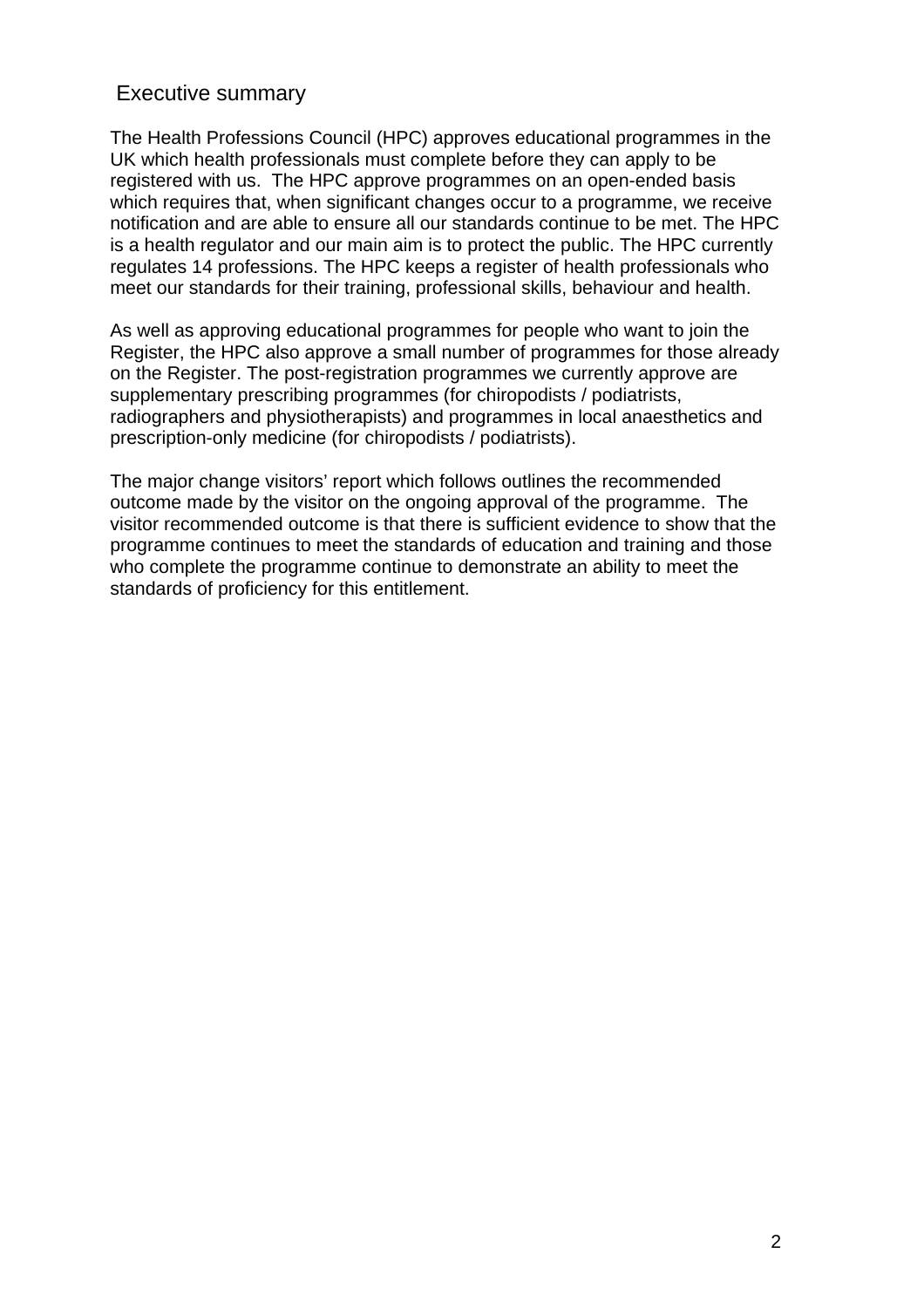## Executive summary

The Health Professions Council (HPC) approves educational programmes in the UK which health professionals must complete before they can apply to be registered with us. The HPC approve programmes on an open-ended basis which requires that, when significant changes occur to a programme, we receive notification and are able to ensure all our standards continue to be met. The HPC is a health regulator and our main aim is to protect the public. The HPC currently regulates 14 professions. The HPC keeps a register of health professionals who meet our standards for their training, professional skills, behaviour and health.

As well as approving educational programmes for people who want to join the Register, the HPC also approve a small number of programmes for those already on the Register. The post-registration programmes we currently approve are supplementary prescribing programmes (for chiropodists / podiatrists, radiographers and physiotherapists) and programmes in local anaesthetics and prescription-only medicine (for chiropodists / podiatrists).

The major change visitors' report which follows outlines the recommended outcome made by the visitor on the ongoing approval of the programme. The visitor recommended outcome is that there is sufficient evidence to show that the programme continues to meet the standards of education and training and those who complete the programme continue to demonstrate an ability to meet the standards of proficiency for this entitlement.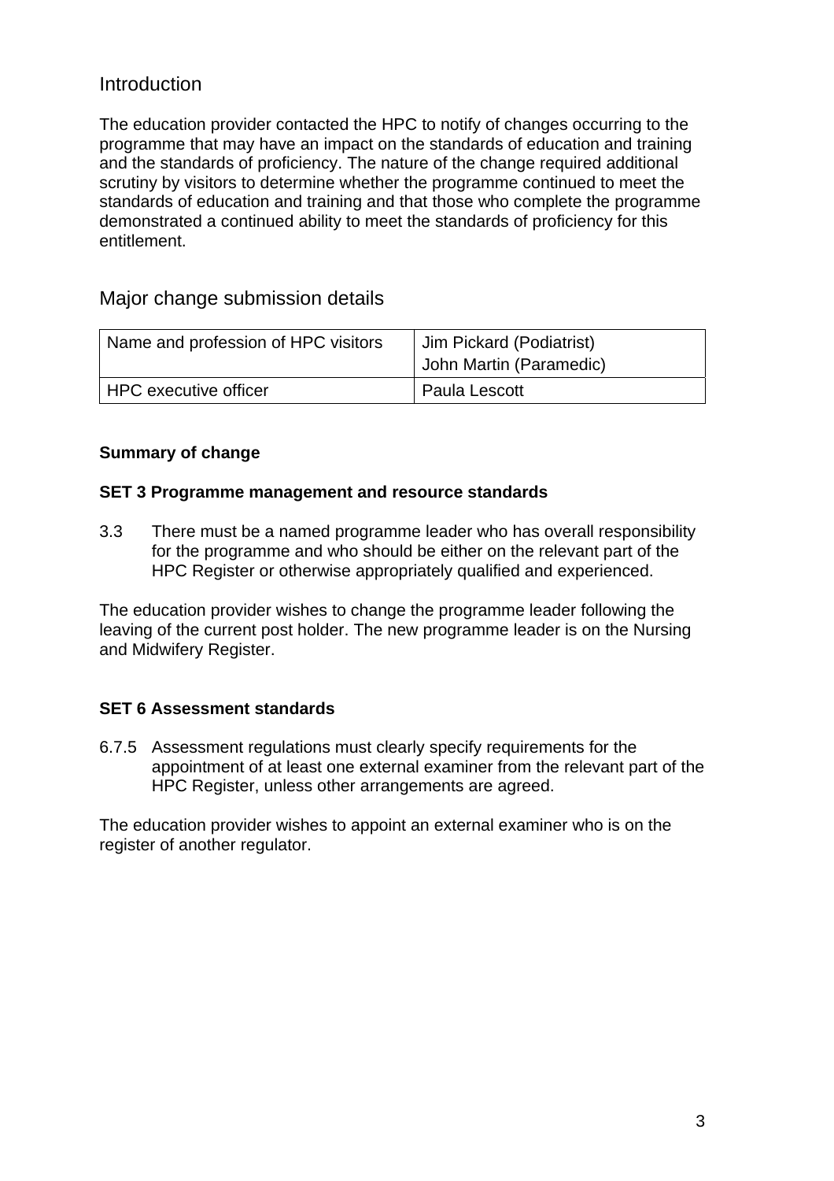## Introduction

The education provider contacted the HPC to notify of changes occurring to the programme that may have an impact on the standards of education and training and the standards of proficiency. The nature of the change required additional scrutiny by visitors to determine whether the programme continued to meet the standards of education and training and that those who complete the programme demonstrated a continued ability to meet the standards of proficiency for this entitlement.

## Major change submission details

| Name and profession of HPC visitors | Jim Pickard (Podiatrist)<br>John Martin (Paramedic) |
|---|---|
| HPC executive officer | Paula Lescott |

**Summary of change**

**SET 3 Programme management and resource standards**

3.3 There must be a named programme leader who has overall responsibility for the programme and who should be either on the relevant part of the HPC Register or otherwise appropriately qualified and experienced.

The education provider wishes to change the programme leader following the leaving of the current post holder. The new programme leader is on the Nursing and Midwifery Register.

**SET 6 Assessment standards**

6.7.5 Assessment regulations must clearly specify requirements for the appointment of at least one external examiner from the relevant part of the HPC Register, unless other arrangements are agreed.

The education provider wishes to appoint an external examiner who is on the register of another regulator.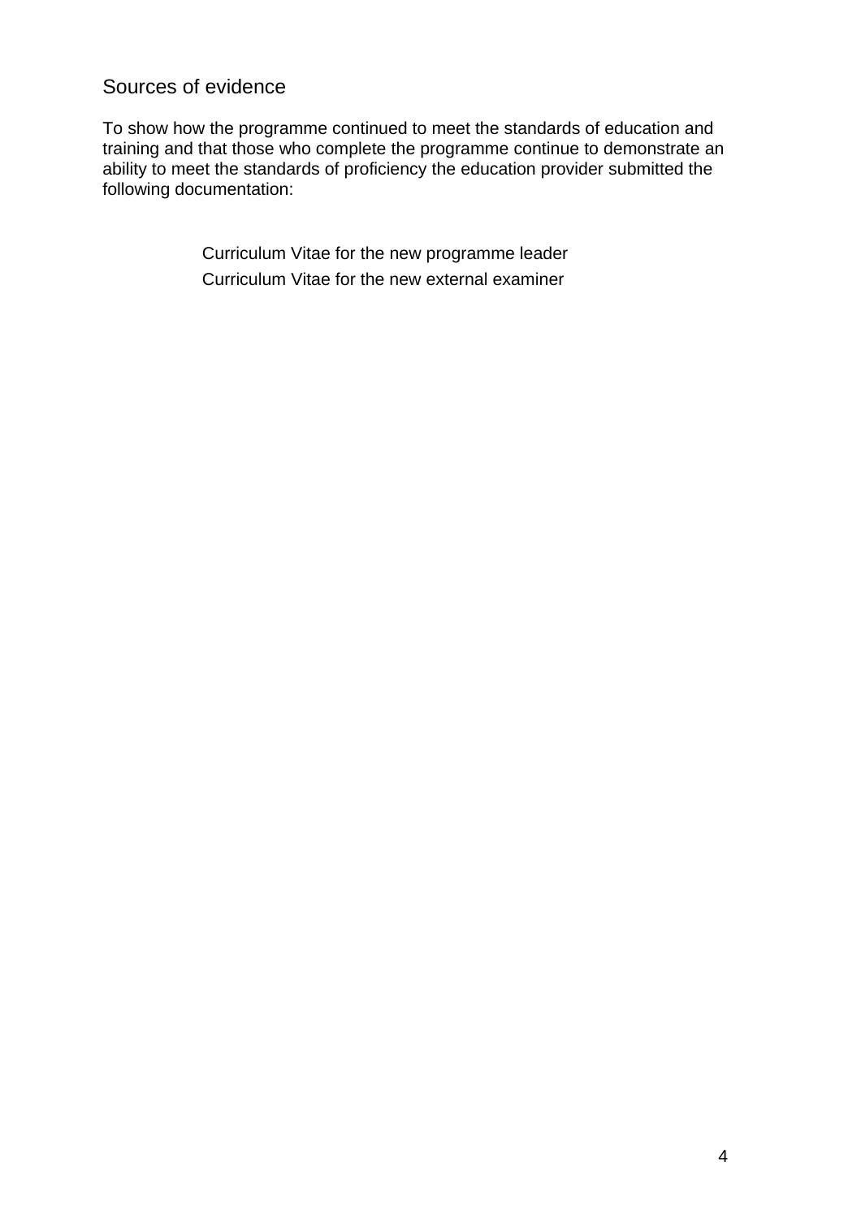## Sources of evidence

To show how the programme continued to meet the standards of education and training and that those who complete the programme continue to demonstrate an ability to meet the standards of proficiency the education provider submitted the following documentation:

- Curriculum Vitae for the new programme leader
- Curriculum Vitae for the new external examiner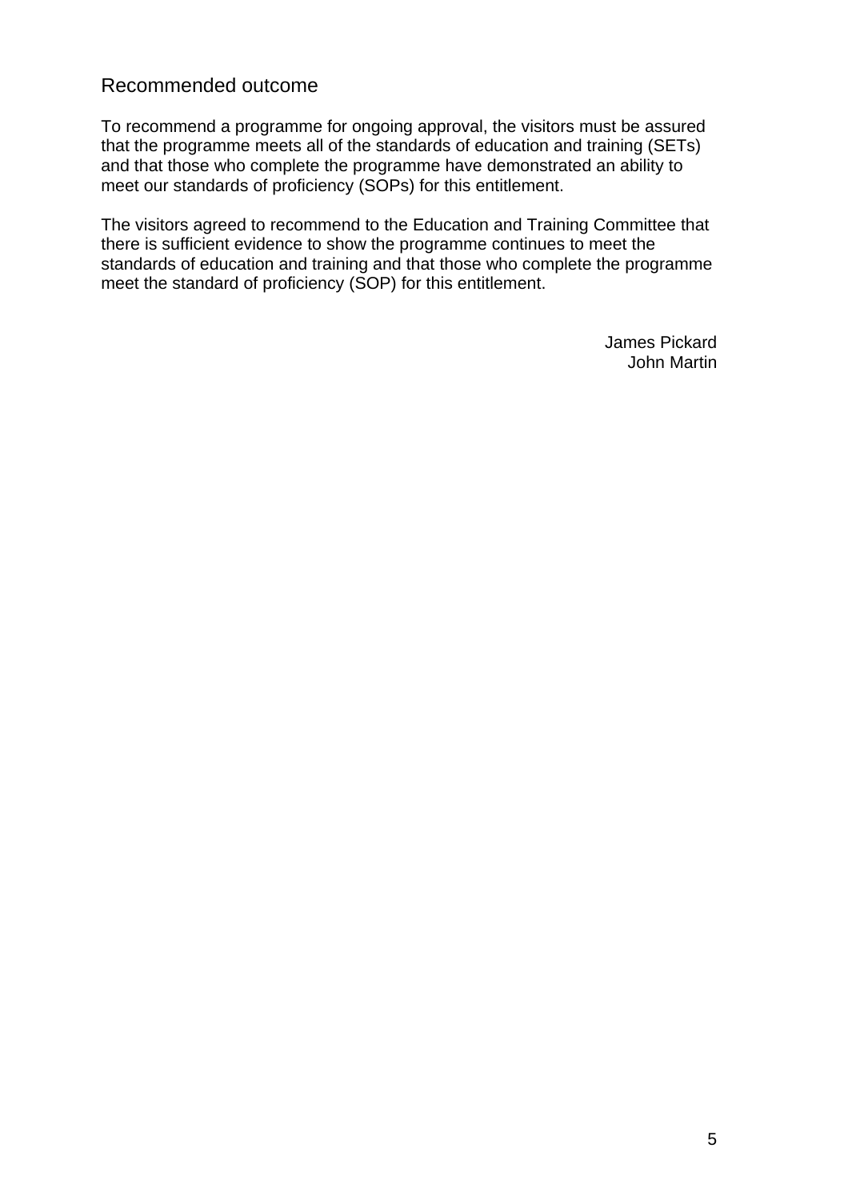## Recommended outcome

To recommend a programme for ongoing approval, the visitors must be assured that the programme meets all of the standards of education and training (SETs) and that those who complete the programme have demonstrated an ability to meet our standards of proficiency (SOPs) for this entitlement.

The visitors agreed to recommend to the Education and Training Committee that there is sufficient evidence to show the programme continues to meet the standards of education and training and that those who complete the programme meet the standard of proficiency (SOP) for this entitlement.

James Pickard
John Martin